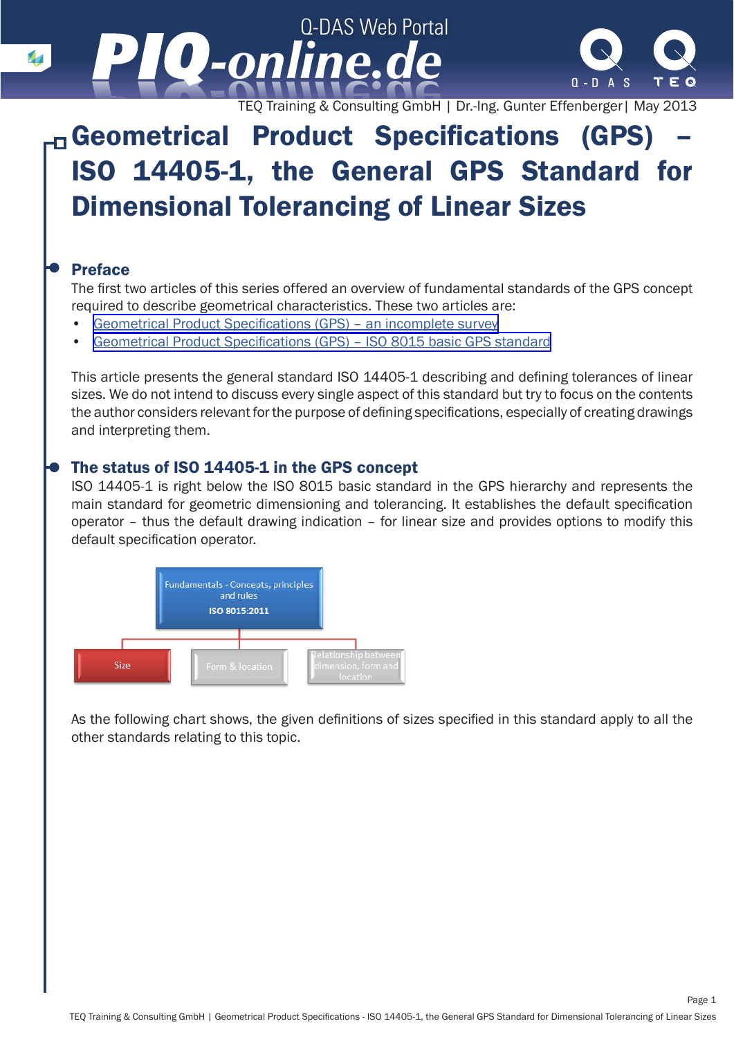TEQ Training & Consulting GmbH | Dr.-Ing. Gunter Effenberger| May 2013

# Geometrical Product Specifications (GPS) – ISO 14405-1, the General GPS Standard for Dimensional Tolerancing of Linear Sizes

## Preface

The first two articles of this series offered an overview of fundamental standards of the GPS concept required to describe geometrical characteristics. These two articles are:

- Geometrical Product Specifications (GPS) – an incomplete survey
- Geometrical Product Specifications (GPS) – ISO 8015 basic GPS standard

This article presents the general standard ISO 14405-1 describing and defining tolerances of linear sizes. We do not intend to discuss every single aspect of this standard but try to focus on the contents the author considers relevant for the purpose of defining specifications, especially of creating drawings and interpreting them.

## The status of ISO 14405-1 in the GPS concept

ISO 14405-1 is right below the ISO 8015 basic standard in the GPS hierarchy and represents the main standard for geometric dimensioning and tolerancing. It establishes the default specification operator – thus the default drawing indication – for linear size and provides options to modify this default specification operator.

Fundamentals - Concepts, principles and rules
ISO 8015:2011

Size | Form & location | Relationship between dimension, form and location

As the following chart shows, the given definitions of sizes specified in this standard apply to all the other standards relating to this topic.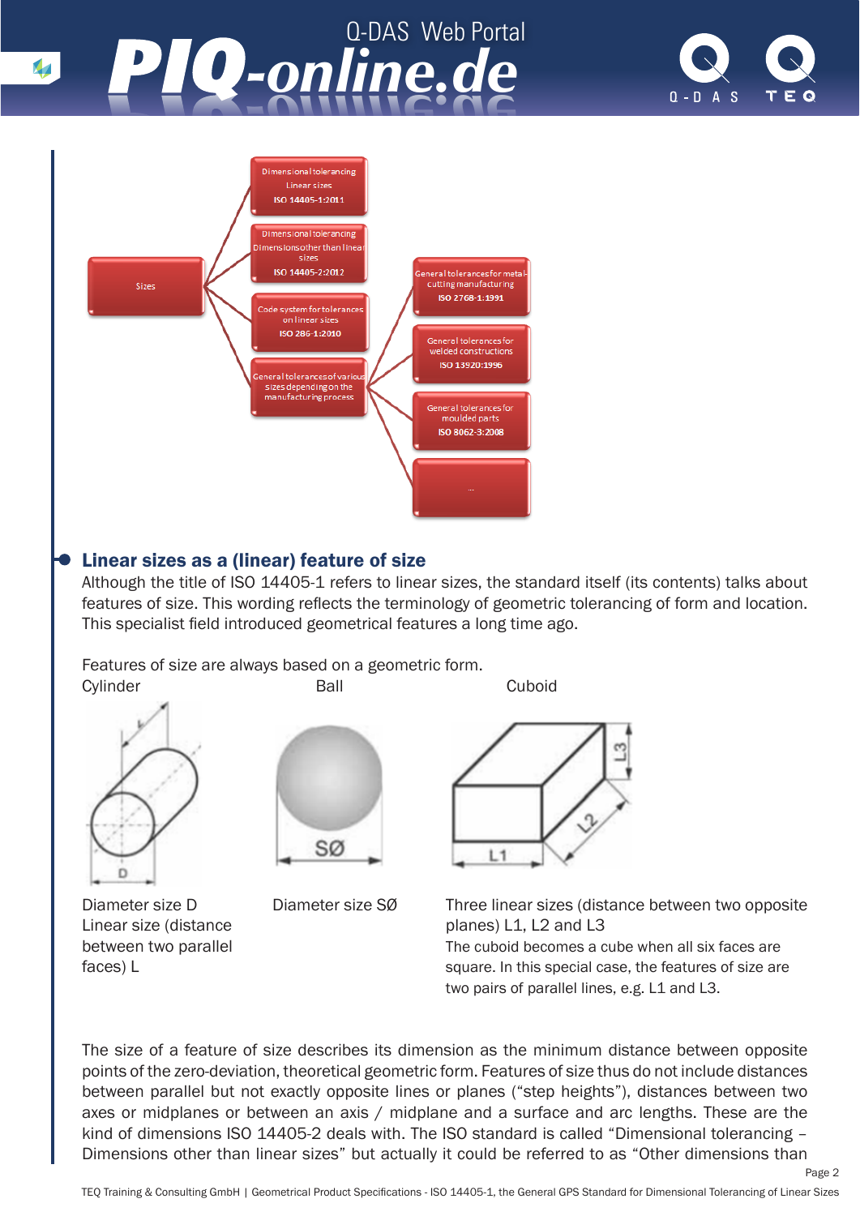Sizes

- Dimensional tolerancing Linear sizes ISO 14405-1:2011
- Dimensional tolerancing Dimensions other than linear sizes ISO 14405-2:2012
- Code system for tolerances on linear sizes ISO 286-1:2010
- General tolerances of various sizes depending on the manufacturing process
  - General tolerances for metal-cutting manufacturing ISO 2768-1:1991
  - General tolerances for welded constructions ISO 13920:1996
  - General tolerances for moulded parts ISO 8062-3:2008
  - ...

## Linear sizes as a (linear) feature of size

Although the title of ISO 14405-1 refers to linear sizes, the standard itself (its contents) talks about features of size. This wording reflects the terminology of geometric tolerancing of form and location. This specialist field introduced geometrical features a long time ago.

Features of size are always based on a geometric form.

| Cylinder | Ball | Cuboid |
|---|---|---|
| Diameter size D<br>Linear size (distance between two parallel faces) L | Diameter size SØ | Three linear sizes (distance between two opposite planes) L1, L2 and L3<br>The cuboid becomes a cube when all six faces are square. In this special case, the features of size are two pairs of parallel lines, e.g. L1 and L3. |

The size of a feature of size describes its dimension as the minimum distance between opposite points of the zero-deviation, theoretical geometric form. Features of size thus do not include distances between parallel but not exactly opposite lines or planes ("step heights"), distances between two axes or midplanes or between an axis / midplane and a surface and arc lengths. These are the kind of dimensions ISO 14405-2 deals with. The ISO standard is called "Dimensional tolerancing – Dimensions other than linear sizes" but actually it could be referred to as "Other dimensions than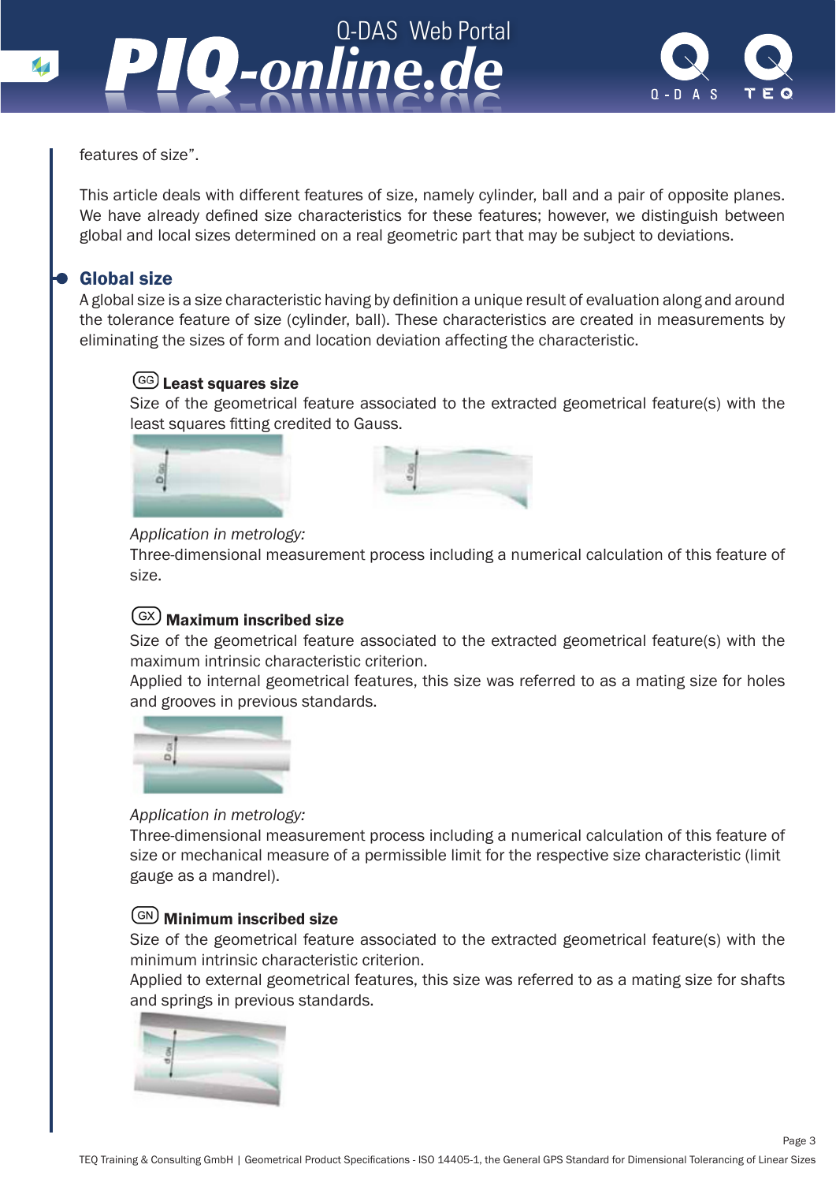features of size".

This article deals with different features of size, namely cylinder, ball and a pair of opposite planes. We have already defined size characteristics for these features; however, we distinguish between global and local sizes determined on a real geometric part that may be subject to deviations.

## Global size

A global size is a size characteristic having by definition a unique result of evaluation along and around the tolerance feature of size (cylinder, ball). These characteristics are created in measurements by eliminating the sizes of form and location deviation affecting the characteristic.

### (GG) Least squares size

Size of the geometrical feature associated to the extracted geometrical feature(s) with the least squares fitting credited to Gauss.

*Application in metrology:*

Three-dimensional measurement process including a numerical calculation of this feature of size.

### (GX) Maximum inscribed size

Size of the geometrical feature associated to the extracted geometrical feature(s) with the maximum intrinsic characteristic criterion.

Applied to internal geometrical features, this size was referred to as a mating size for holes and grooves in previous standards.

*Application in metrology:*

Three-dimensional measurement process including a numerical calculation of this feature of size or mechanical measure of a permissible limit for the respective size characteristic (limit gauge as a mandrel).

### (GN) Minimum inscribed size

Size of the geometrical feature associated to the extracted geometrical feature(s) with the minimum intrinsic characteristic criterion.

Applied to external geometrical features, this size was referred to as a mating size for shafts and springs in previous standards.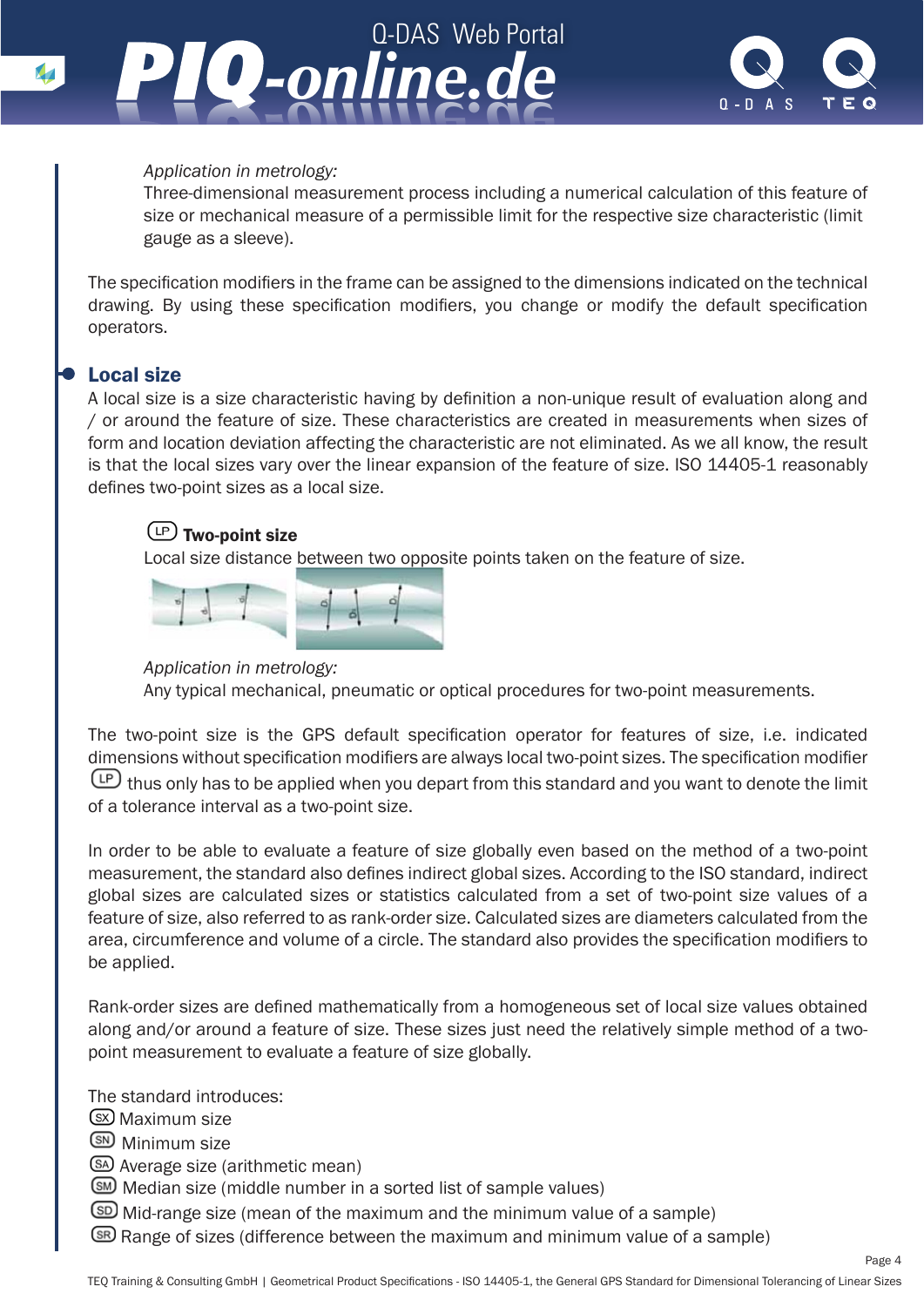*Application in metrology:*
Three-dimensional measurement process including a numerical calculation of this feature of size or mechanical measure of a permissible limit for the respective size characteristic (limit gauge as a sleeve).

The specification modifiers in the frame can be assigned to the dimensions indicated on the technical drawing. By using these specification modifiers, you change or modify the default specification operators.

## Local size

A local size is a size characteristic having by definition a non-unique result of evaluation along and / or around the feature of size. These characteristics are created in measurements when sizes of form and location deviation affecting the characteristic are not eliminated. As we all know, the result is that the local sizes vary over the linear expansion of the feature of size. ISO 14405-1 reasonably defines two-point sizes as a local size.

(LP) **Two-point size**
Local size distance between two opposite points taken on the feature of size.

*Application in metrology:*
Any typical mechanical, pneumatic or optical procedures for two-point measurements.

The two-point size is the GPS default specification operator for features of size, i.e. indicated dimensions without specification modifiers are always local two-point sizes. The specification modifier (LP) thus only has to be applied when you depart from this standard and you want to denote the limit of a tolerance interval as a two-point size.

In order to be able to evaluate a feature of size globally even based on the method of a two-point measurement, the standard also defines indirect global sizes. According to the ISO standard, indirect global sizes are calculated sizes or statistics calculated from a set of two-point size values of a feature of size, also referred to as rank-order size. Calculated sizes are diameters calculated from the area, circumference and volume of a circle. The standard also provides the specification modifiers to be applied.

Rank-order sizes are defined mathematically from a homogeneous set of local size values obtained along and/or around a feature of size. These sizes just need the relatively simple method of a two-point measurement to evaluate a feature of size globally.

The standard introduces:
(SX) Maximum size
(SN) Minimum size
(SA) Average size (arithmetic mean)
(SM) Median size (middle number in a sorted list of sample values)
(SD) Mid-range size (mean of the maximum and the minimum value of a sample)
(SR) Range of sizes (difference between the maximum and minimum value of a sample)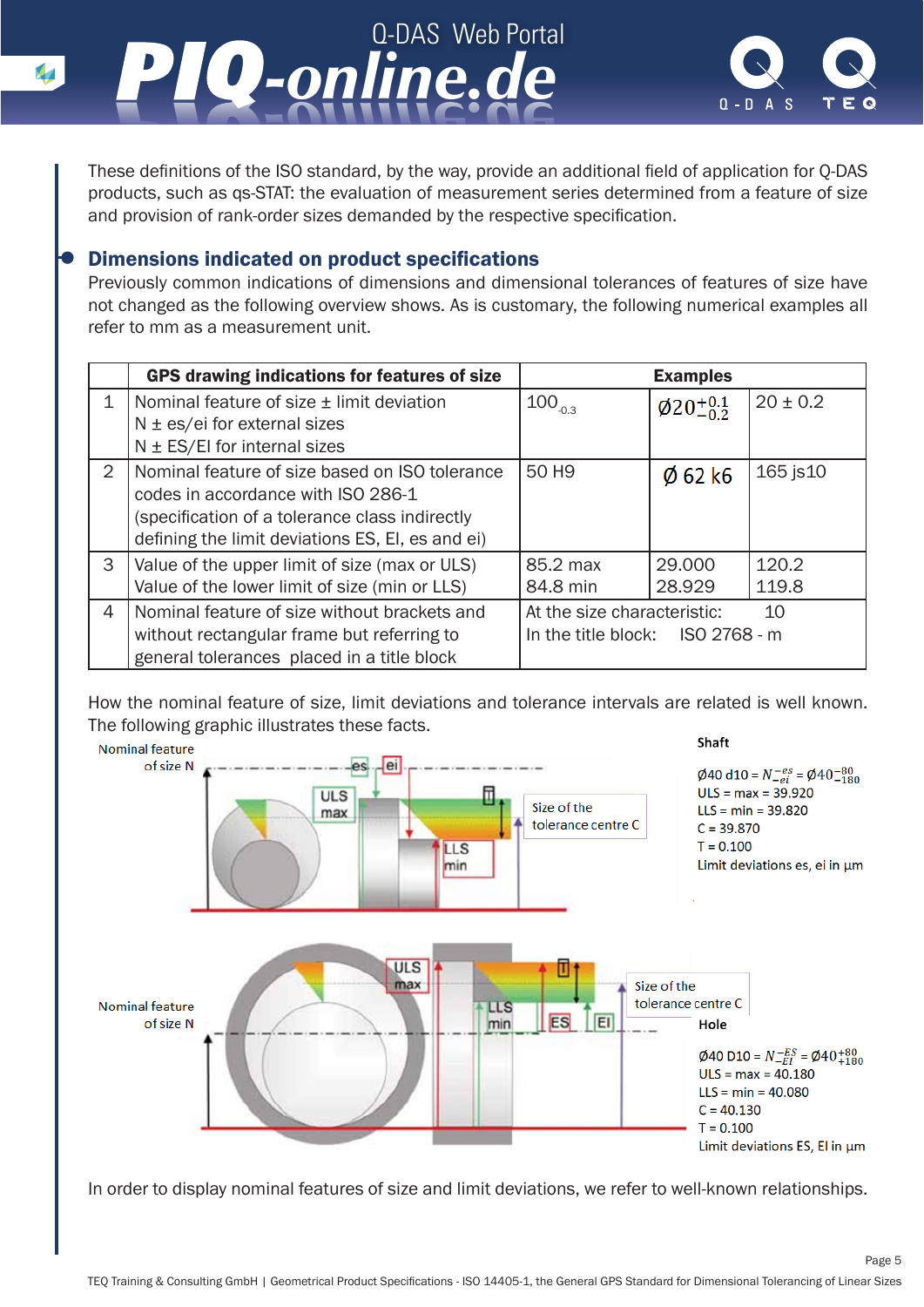These definitions of the ISO standard, by the way, provide an additional field of application for Q-DAS products, such as qs-STAT: the evaluation of measurement series determined from a feature of size and provision of rank-order sizes demanded by the respective specification.

## Dimensions indicated on product specifications

Previously common indications of dimensions and dimensional tolerances of features of size have not changed as the following overview shows. As is customary, the following numerical examples all refer to mm as a measurement unit.

| | GPS drawing indications for features of size | Examples | | |
|---|---|---|---|---|
| 1 | Nominal feature of size ± limit deviation<br>N ± es/ei for external sizes<br>N ± ES/EI for internal sizes | $100_{-0.3}$ | $Ø20^{+0.1}_{-0.2}$ | 20 ± 0.2 |
| 2 | Nominal feature of size based on ISO tolerance codes in accordance with ISO 286-1<br>(specification of a tolerance class indirectly defining the limit deviations ES, EI, es and ei) | 50 H9 | Ø 62 k6 | 165 js10 |
| 3 | Value of the upper limit of size (max or ULS)<br>Value of the lower limit of size (min or LLS) | 85.2 max<br>84.8 min | 29.000<br>28.929 | 120.2<br>119.8 |
| 4 | Nominal feature of size without brackets and without rectangular frame but referring to general tolerances placed in a title block | At the size characteristic: 10<br>In the title block: ISO 2768 - m | | |

How the nominal feature of size, limit deviations and tolerance intervals are related is well known. The following graphic illustrates these facts.

Nominal feature of size N — es — ei — ULS max — LLS min — T — Size of the tolerance centre C

**Shaft**

$Ø40\ d10 = N^{-es}_{-ei} = Ø40^{-80}_{-180}$
ULS = max = 39.920
LLS = min = 39.820
C = 39.870
T = 0.100
Limit deviations es, ei in µm

Nominal feature of size N — ULS max — LLS min — T — ES — EI — Size of the tolerance centre C

**Hole**

$Ø40\ D10 = N^{-ES}_{-EI} = Ø40^{+80}_{+180}$
ULS = max = 40.180
LLS = min = 40.080
C = 40.130
T = 0.100
Limit deviations ES, EI in µm

In order to display nominal features of size and limit deviations, we refer to well-known relationships.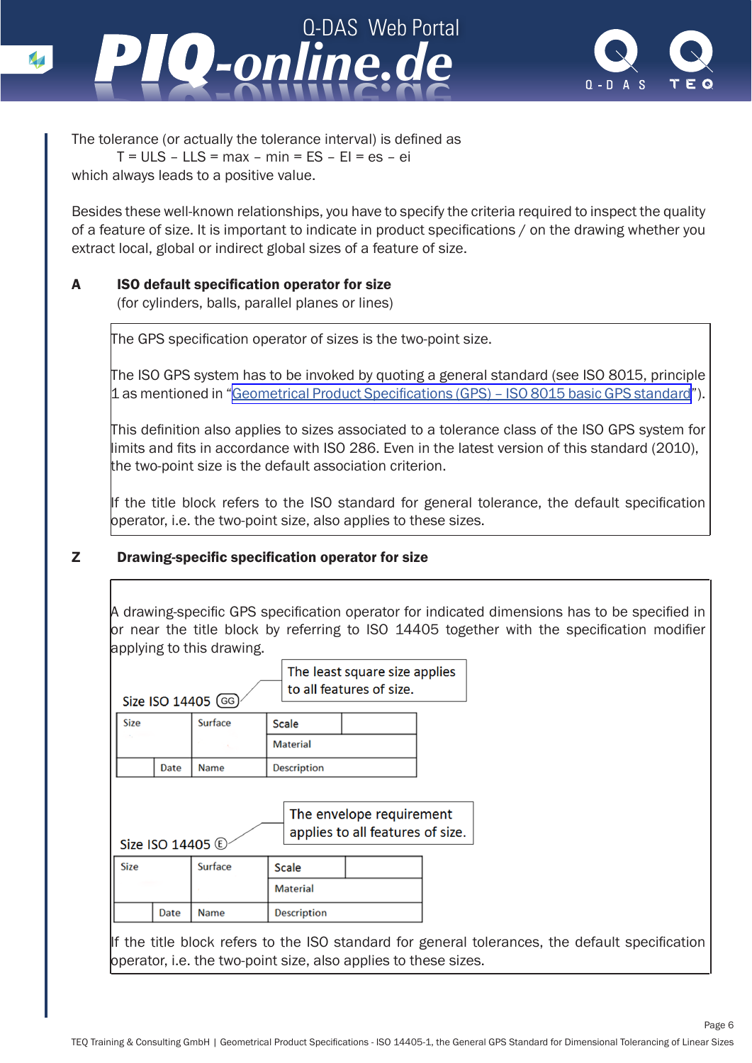The tolerance (or actually the tolerance interval) is defined as

T = ULS – LLS = max – min = ES – EI = es – ei

which always leads to a positive value.

Besides these well-known relationships, you have to specify the criteria required to inspect the quality of a feature of size. It is important to indicate in product specifications / on the drawing whether you extract local, global or indirect global sizes of a feature of size.

## A ISO default specification operator for size

(for cylinders, balls, parallel planes or lines)

> The GPS specification operator of sizes is the two-point size.
>
> The ISO GPS system has to be invoked by quoting a general standard (see ISO 8015, principle 1 as mentioned in "Geometrical Product Specifications (GPS) – ISO 8015 basic GPS standard").
>
> This definition also applies to sizes associated to a tolerance class of the ISO GPS system for limits and fits in accordance with ISO 286. Even in the latest version of this standard (2010), the two-point size is the default association criterion.
>
> If the title block refers to the ISO standard for general tolerance, the default specification operator, i.e. the two-point size, also applies to these sizes.

## Z Drawing-specific specification operator for size

> A drawing-specific GPS specification operator for indicated dimensions has to be specified in or near the title block by referring to ISO 14405 together with the specification modifier applying to this drawing.

Size ISO 14405 (GG) — The least square size applies to all features of size.

| Size | | Surface | Scale | |
|---|---|---|---|---|
| | | | Material | |
| | Date | Name | Description | |

Size ISO 14405 Ⓔ — The envelope requirement applies to all features of size.

| Size | | Surface | Scale | |
|---|---|---|---|---|
| | | | Material | |
| | Date | Name | Description | |

> If the title block refers to the ISO standard for general tolerances, the default specification operator, i.e. the two-point size, also applies to these sizes.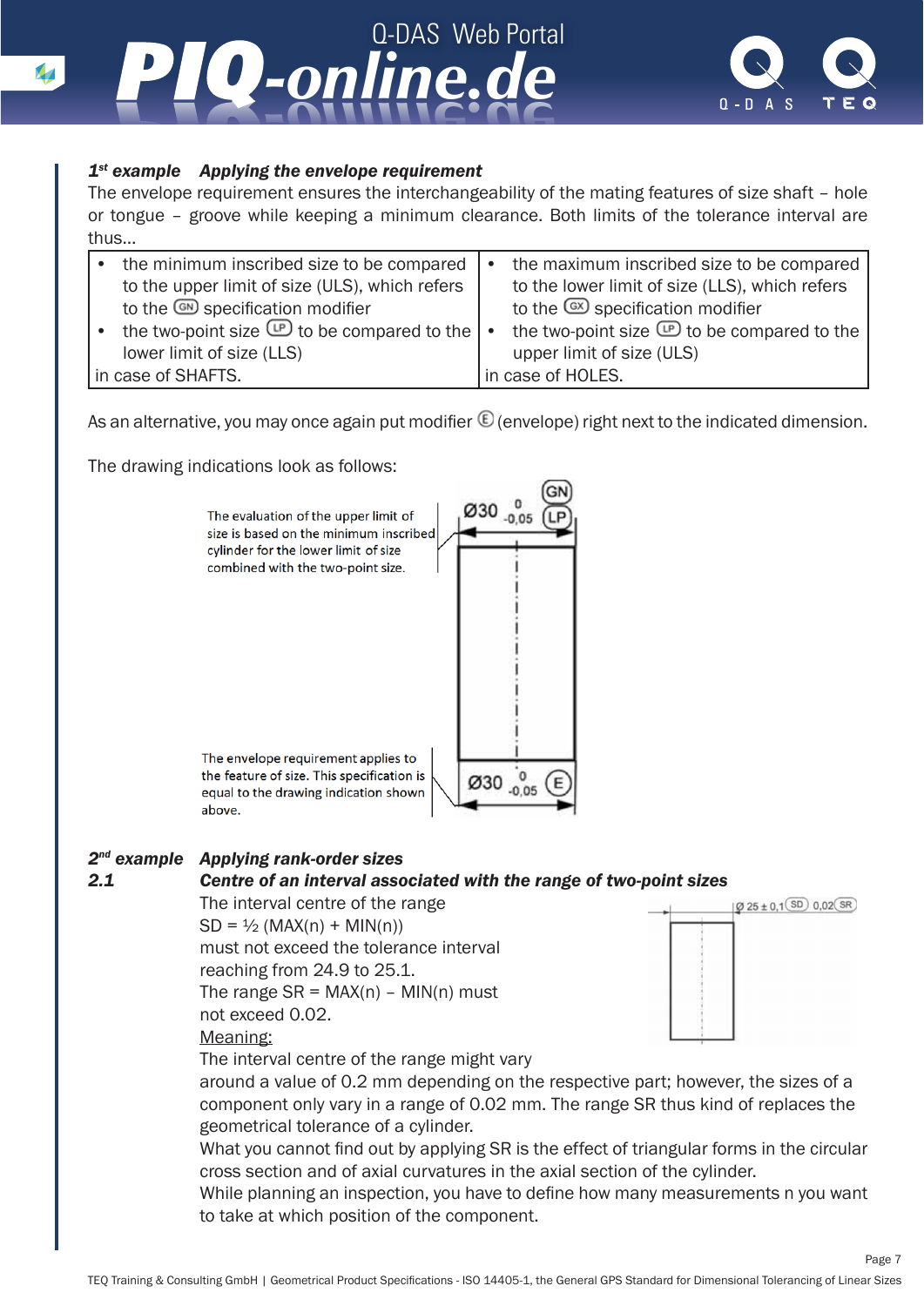***1st example Applying the envelope requirement***

The envelope requirement ensures the interchangeability of the mating features of size shaft – hole or tongue – groove while keeping a minimum clearance. Both limits of the tolerance interval are thus…

| | |
|---|---|
| • the minimum inscribed size to be compared to the upper limit of size (ULS), which refers to the (GN) specification modifier<br>• the two-point size (LP) to be compared to the lower limit of size (LLS)<br>in case of SHAFTS. | • the maximum inscribed size to be compared to the lower limit of size (LLS), which refers to the (GX) specification modifier<br>• the two-point size (LP) to be compared to the upper limit of size (ULS)<br>in case of HOLES. |

As an alternative, you may once again put modifier Ⓔ (envelope) right next to the indicated dimension.

The drawing indications look as follows:

The evaluation of the upper limit of size is based on the minimum inscribed cylinder for the lower limit of size combined with the two-point size.

Ø30 $^{0}_{-0,05}$ (GN) (LP)

The envelope requirement applies to the feature of size. This specification is equal to the drawing indication shown above.

Ø30 $^{0}_{-0,05}$ Ⓔ

***2nd example Applying rank-order sizes***

***2.1 Centre of an interval associated with the range of two-point sizes***

Ø 25 ± 0,1 (SD) 0,02 (SR)

The interval centre of the range
SD = ½ (MAX(n) + MIN(n))
must not exceed the tolerance interval reaching from 24.9 to 25.1.
The range SR = MAX(n) – MIN(n) must not exceed 0.02.

Meaning:

The interval centre of the range might vary around a value of 0.2 mm depending on the respective part; however, the sizes of a component only vary in a range of 0.02 mm. The range SR thus kind of replaces the geometrical tolerance of a cylinder.

What you cannot find out by applying SR is the effect of triangular forms in the circular cross section and of axial curvatures in the axial section of the cylinder.

While planning an inspection, you have to define how many measurements n you want to take at which position of the component.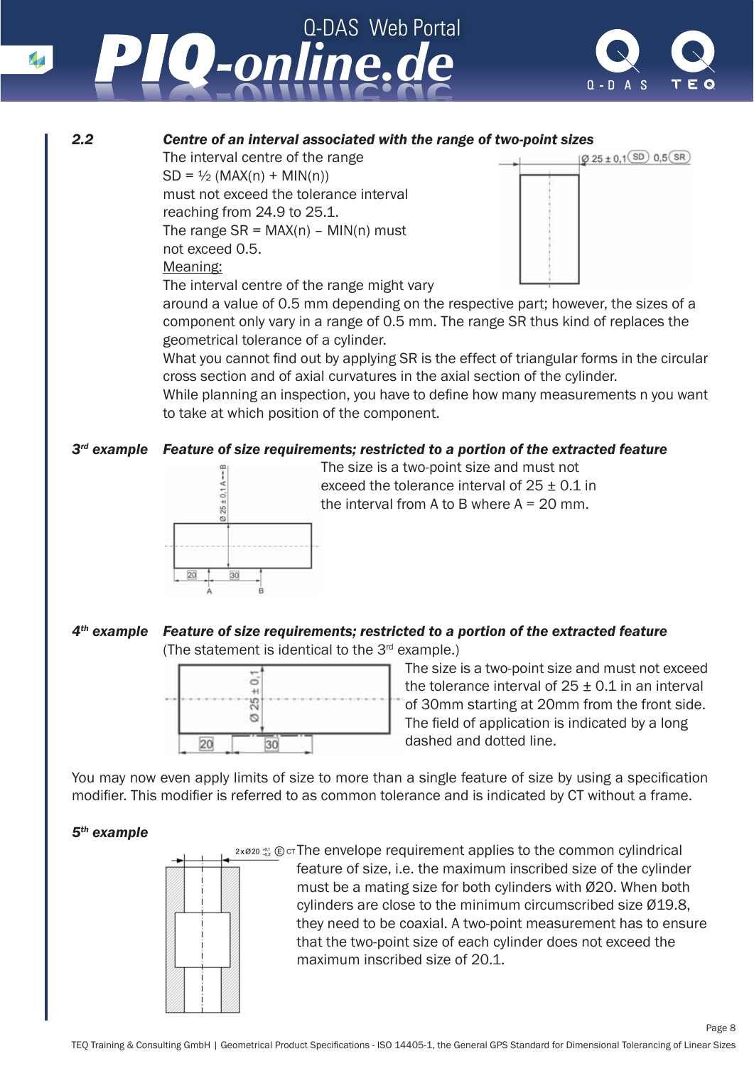**2.2** ***Centre of an interval associated with the range of two-point sizes***

The interval centre of the range
SD = ½ (MAX(n) + MIN(n))
must not exceed the tolerance interval reaching from 24.9 to 25.1.
The range SR = MAX(n) – MIN(n) must not exceed 0.5.

Meaning:

The interval centre of the range might vary around a value of 0.5 mm depending on the respective part; however, the sizes of a component only vary in a range of 0.5 mm. The range SR thus kind of replaces the geometrical tolerance of a cylinder.

What you cannot find out by applying SR is the effect of triangular forms in the circular cross section and of axial curvatures in the axial section of the cylinder.

While planning an inspection, you have to define how many measurements n you want to take at which position of the component.

***3rd example*** ***Feature of size requirements; restricted to a portion of the extracted feature***

The size is a two-point size and must not exceed the tolerance interval of 25 ± 0.1 in the interval from A to B where A = 20 mm.

***4th example*** ***Feature of size requirements; restricted to a portion of the extracted feature***

(The statement is identical to the 3rd example.)

The size is a two-point size and must not exceed the tolerance interval of 25 ± 0.1 in an interval of 30mm starting at 20mm from the front side. The field of application is indicated by a long dashed and dotted line.

You may now even apply limits of size to more than a single feature of size by using a specification modifier. This modifier is referred to as common tolerance and is indicated by CT without a frame.

***5th example***

The envelope requirement applies to the common cylindrical feature of size, i.e. the maximum inscribed size of the cylinder must be a mating size for both cylinders with Ø20. When both cylinders are close to the minimum circumscribed size Ø19.8, they need to be coaxial. A two-point measurement has to ensure that the two-point size of each cylinder does not exceed the maximum inscribed size of 20.1.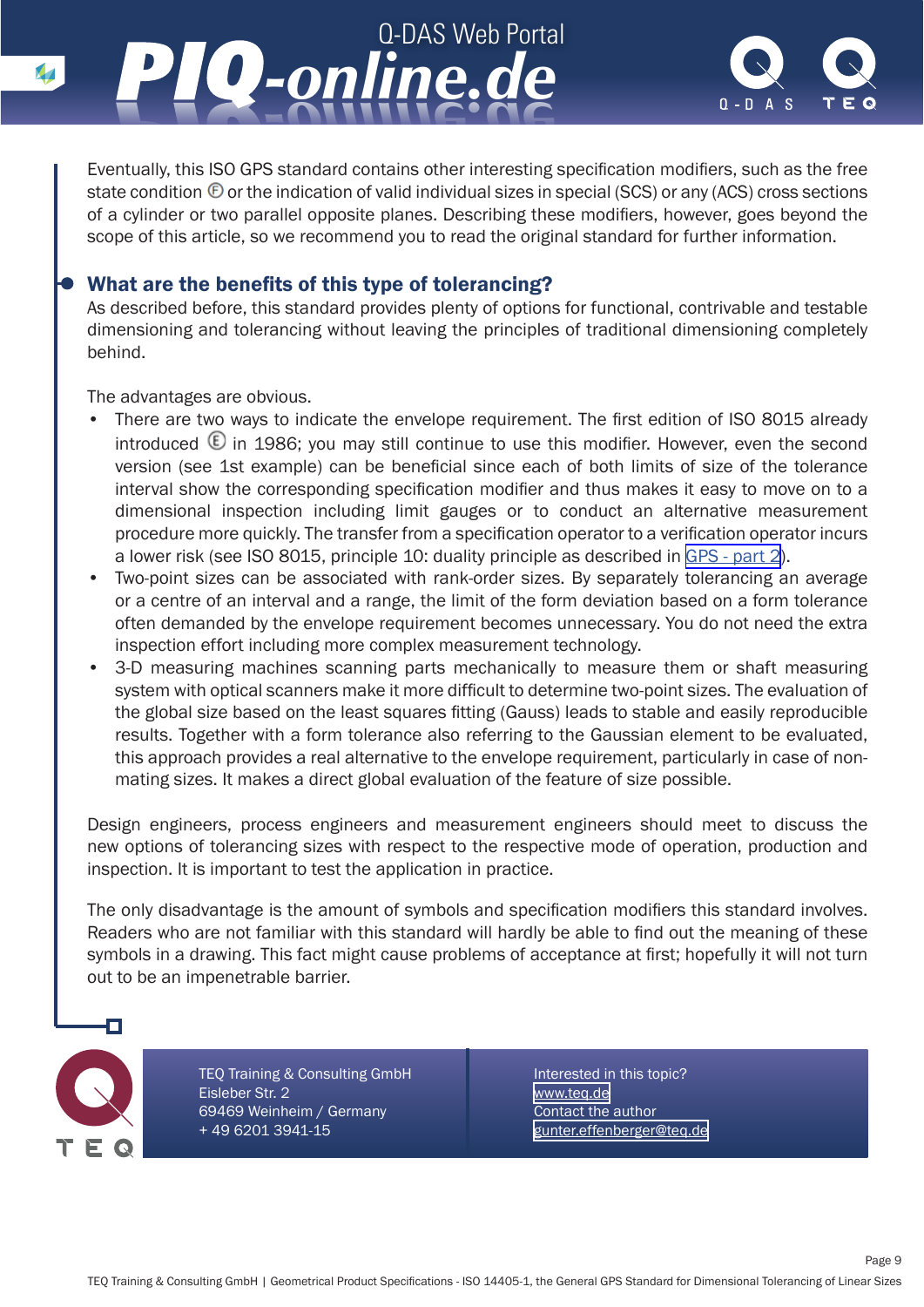Eventually, this ISO GPS standard contains other interesting specification modifiers, such as the free state condition Ⓕ or the indication of valid individual sizes in special (SCS) or any (ACS) cross sections of a cylinder or two parallel opposite planes. Describing these modifiers, however, goes beyond the scope of this article, so we recommend you to read the original standard for further information.

## What are the benefits of this type of tolerancing?

As described before, this standard provides plenty of options for functional, contrivable and testable dimensioning and tolerancing without leaving the principles of traditional dimensioning completely behind.

The advantages are obvious.

- There are two ways to indicate the envelope requirement. The first edition of ISO 8015 already introduced Ⓔ in 1986; you may still continue to use this modifier. However, even the second version (see 1st example) can be beneficial since each of both limits of size of the tolerance interval show the corresponding specification modifier and thus makes it easy to move on to a dimensional inspection including limit gauges or to conduct an alternative measurement procedure more quickly. The transfer from a specification operator to a verification operator incurs a lower risk (see ISO 8015, principle 10: duality principle as described in GPS - part 2).
- Two-point sizes can be associated with rank-order sizes. By separately tolerancing an average or a centre of an interval and a range, the limit of the form deviation based on a form tolerance often demanded by the envelope requirement becomes unnecessary. You do not need the extra inspection effort including more complex measurement technology.
- 3-D measuring machines scanning parts mechanically to measure them or shaft measuring system with optical scanners make it more difficult to determine two-point sizes. The evaluation of the global size based on the least squares fitting (Gauss) leads to stable and easily reproducible results. Together with a form tolerance also referring to the Gaussian element to be evaluated, this approach provides a real alternative to the envelope requirement, particularly in case of non-mating sizes. It makes a direct global evaluation of the feature of size possible.

Design engineers, process engineers and measurement engineers should meet to discuss the new options of tolerancing sizes with respect to the respective mode of operation, production and inspection. It is important to test the application in practice.

The only disadvantage is the amount of symbols and specification modifiers this standard involves. Readers who are not familiar with this standard will hardly be able to find out the meaning of these symbols in a drawing. This fact might cause problems of acceptance at first; hopefully it will not turn out to be an impenetrable barrier.

TEQ Training & Consulting GmbH
Eisleber Str. 2
69469 Weinheim / Germany
+ 49 6201 3941-15

Interested in this topic?
www.teq.de
Contact the author
gunter.effenberger@teq.de